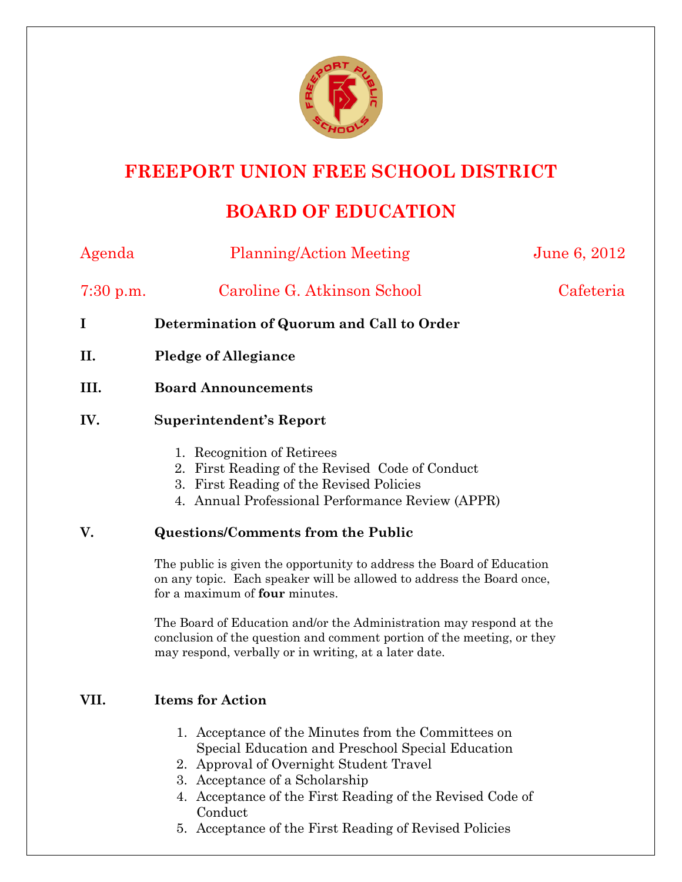# FREEPORT UNION FREE SCHOOL DISTRICT

## BOARD OF EDUCATION

Agenda — Planning/Action Meeting — June 6, 2012

7:30 p.m. — Caroline G. Atkinson School — Cafeteria

**I Determination of Quorum and Call to Order**

**II. Pledge of Allegiance**

**III. Board Announcements**

**IV. Superintendent's Report**

1. Recognition of Retirees
2. First Reading of the Revised Code of Conduct
3. First Reading of the Revised Policies
4. Annual Professional Performance Review (APPR)

**V. Questions/Comments from the Public**

The public is given the opportunity to address the Board of Education on any topic. Each speaker will be allowed to address the Board once, for a maximum of **four** minutes.

The Board of Education and/or the Administration may respond at the conclusion of the question and comment portion of the meeting, or they may respond, verbally or in writing, at a later date.

**VII. Items for Action**

1. Acceptance of the Minutes from the Committees on Special Education and Preschool Special Education
2. Approval of Overnight Student Travel
3. Acceptance of a Scholarship
4. Acceptance of the First Reading of the Revised Code of Conduct
5. Acceptance of the First Reading of Revised Policies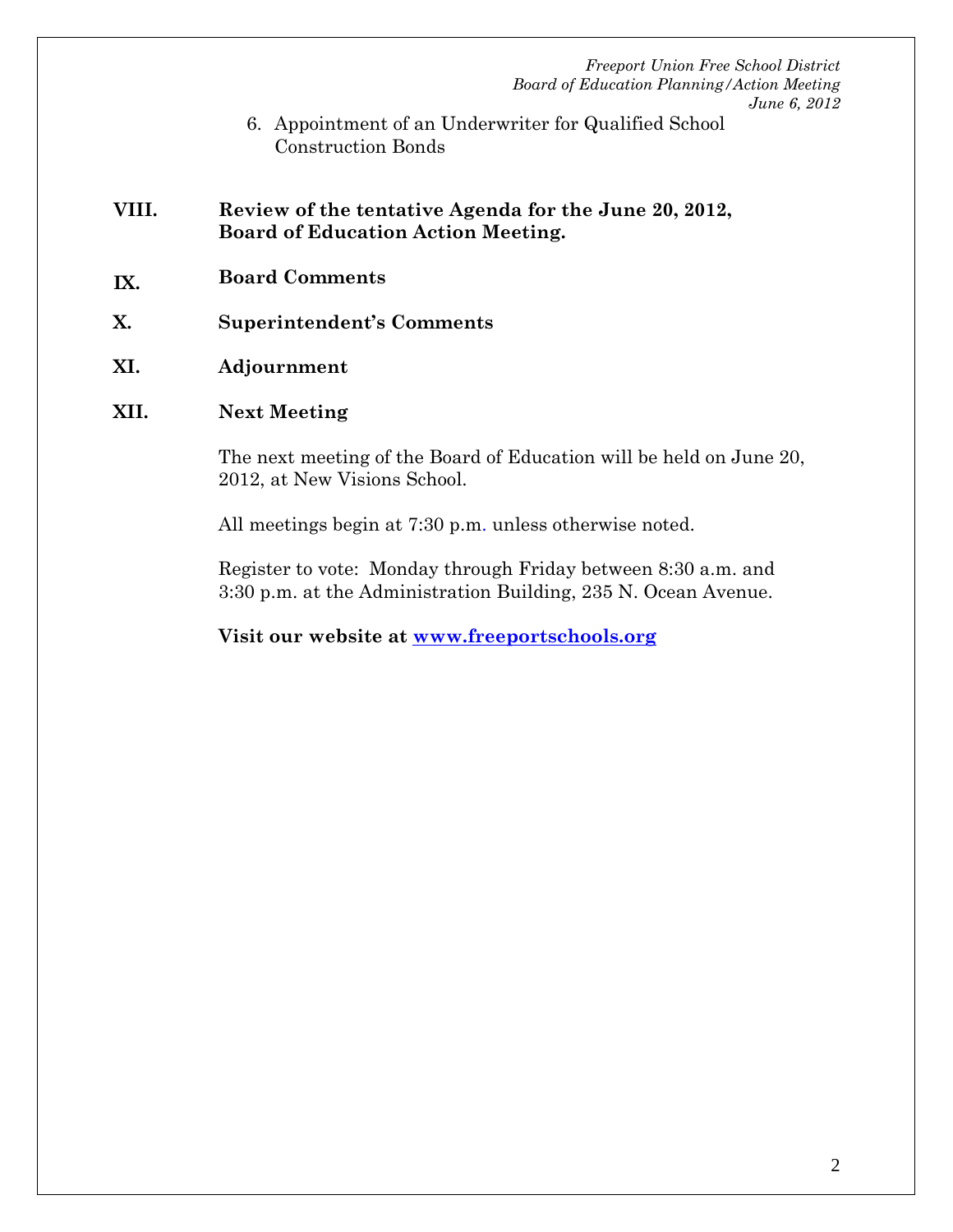6. Appointment of an Underwriter for Qualified School Construction Bonds

**VIII. Review of the tentative Agenda for the June 20, 2012, Board of Education Action Meeting.**

**IX. Board Comments**

**X. Superintendent's Comments**

**XI. Adjournment**

**XII. Next Meeting**

The next meeting of the Board of Education will be held on June 20, 2012, at New Visions School.

All meetings begin at 7:30 p.m. unless otherwise noted.

Register to vote: Monday through Friday between 8:30 a.m. and 3:30 p.m. at the Administration Building, 235 N. Ocean Avenue.

**Visit our website at [www.freeportschools.org](http://www.freeportschools.org)**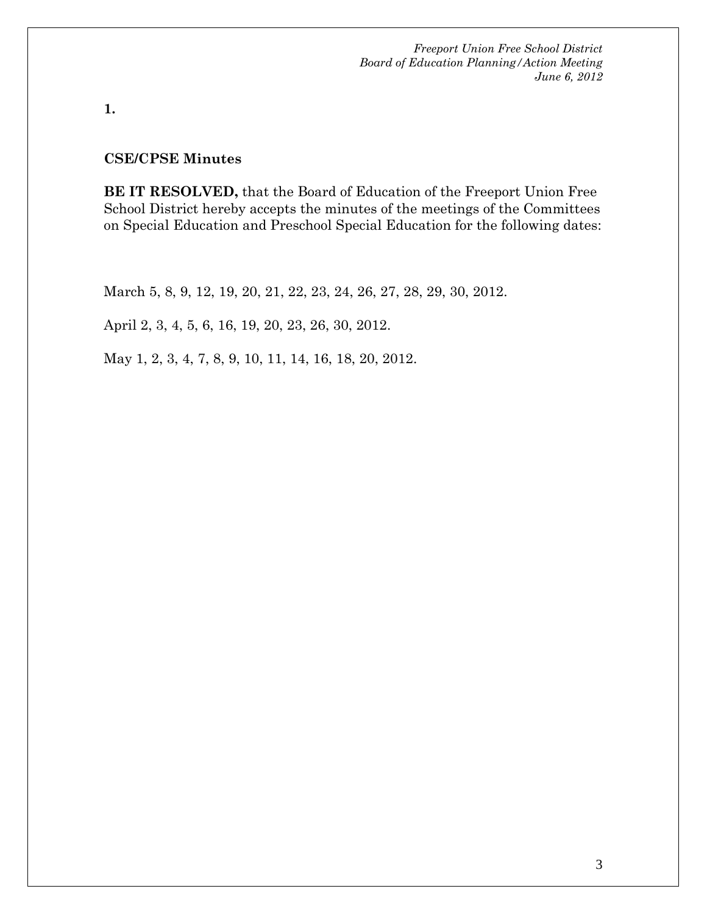**1.**

**CSE/CPSE Minutes**

**BE IT RESOLVED,** that the Board of Education of the Freeport Union Free School District hereby accepts the minutes of the meetings of the Committees on Special Education and Preschool Special Education for the following dates:

March 5, 8, 9, 12, 19, 20, 21, 22, 23, 24, 26, 27, 28, 29, 30, 2012.

April 2, 3, 4, 5, 6, 16, 19, 20, 23, 26, 30, 2012.

May 1, 2, 3, 4, 7, 8, 9, 10, 11, 14, 16, 18, 20, 2012.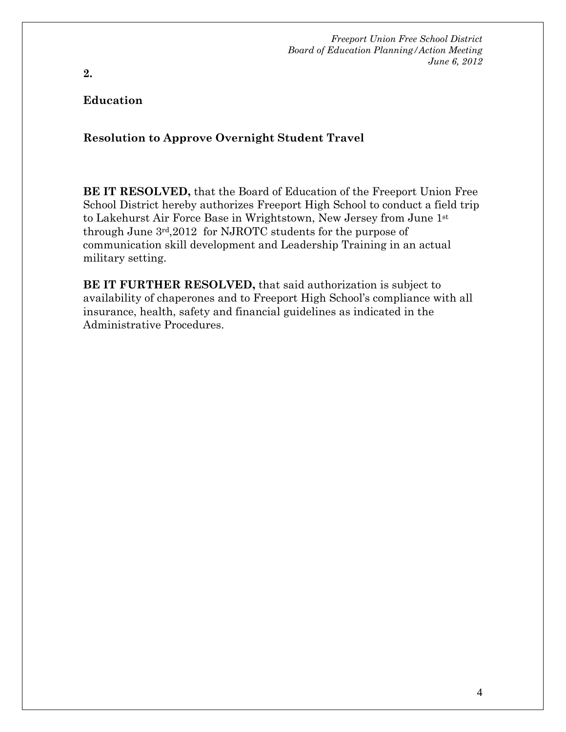**2.**

**Education**

**Resolution to Approve Overnight Student Travel**

**BE IT RESOLVED,** that the Board of Education of the Freeport Union Free School District hereby authorizes Freeport High School to conduct a field trip to Lakehurst Air Force Base in Wrightstown, New Jersey from June 1st through June 3rd, 2012 for NJROTC students for the purpose of communication skill development and Leadership Training in an actual military setting.

**BE IT FURTHER RESOLVED,** that said authorization is subject to availability of chaperones and to Freeport High School's compliance with all insurance, health, safety and financial guidelines as indicated in the Administrative Procedures.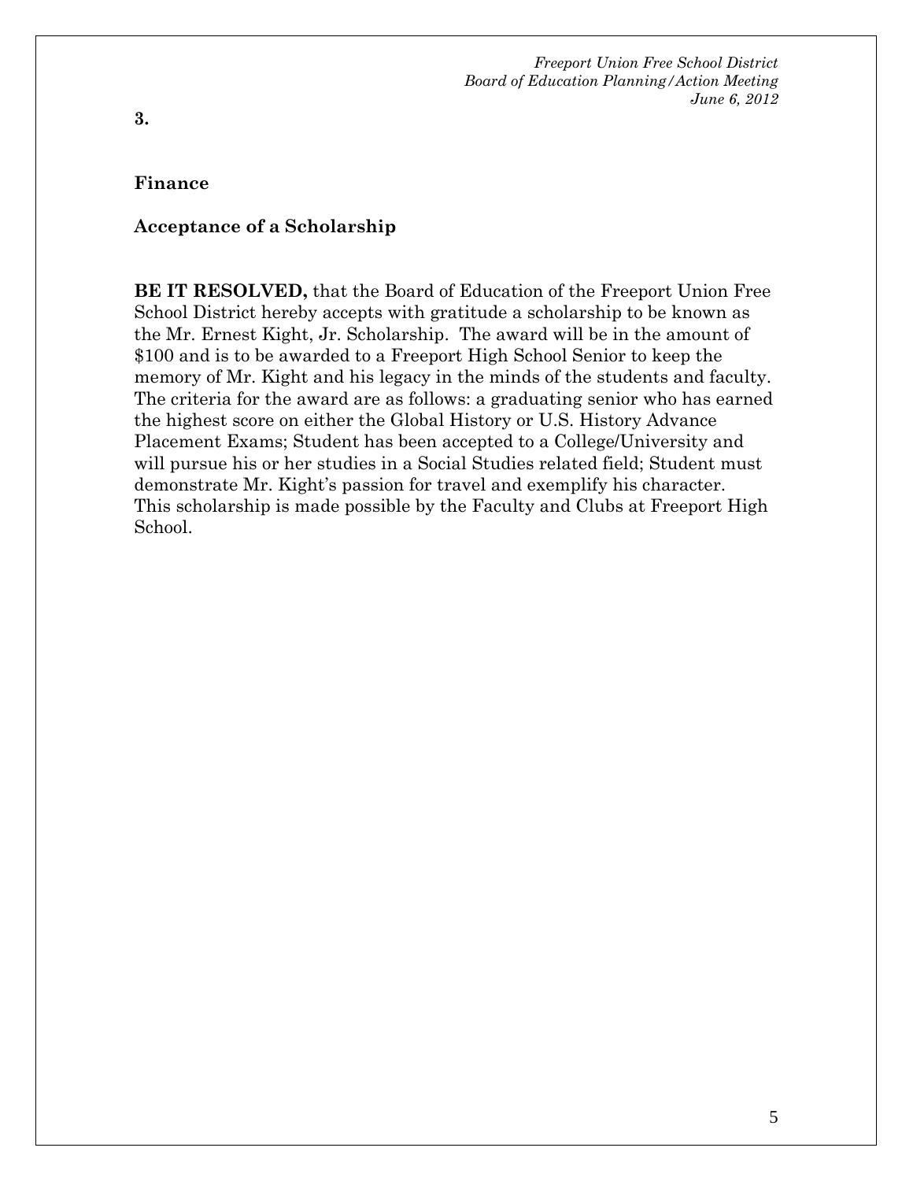**3.**

**Finance**

**Acceptance of a Scholarship**

**BE IT RESOLVED,** that the Board of Education of the Freeport Union Free School District hereby accepts with gratitude a scholarship to be known as the Mr. Ernest Kight, Jr. Scholarship. The award will be in the amount of $100 and is to be awarded to a Freeport High School Senior to keep the memory of Mr. Kight and his legacy in the minds of the students and faculty. The criteria for the award are as follows: a graduating senior who has earned the highest score on either the Global History or U.S. History Advance Placement Exams; Student has been accepted to a College/University and will pursue his or her studies in a Social Studies related field; Student must demonstrate Mr. Kight's passion for travel and exemplify his character. This scholarship is made possible by the Faculty and Clubs at Freeport High School.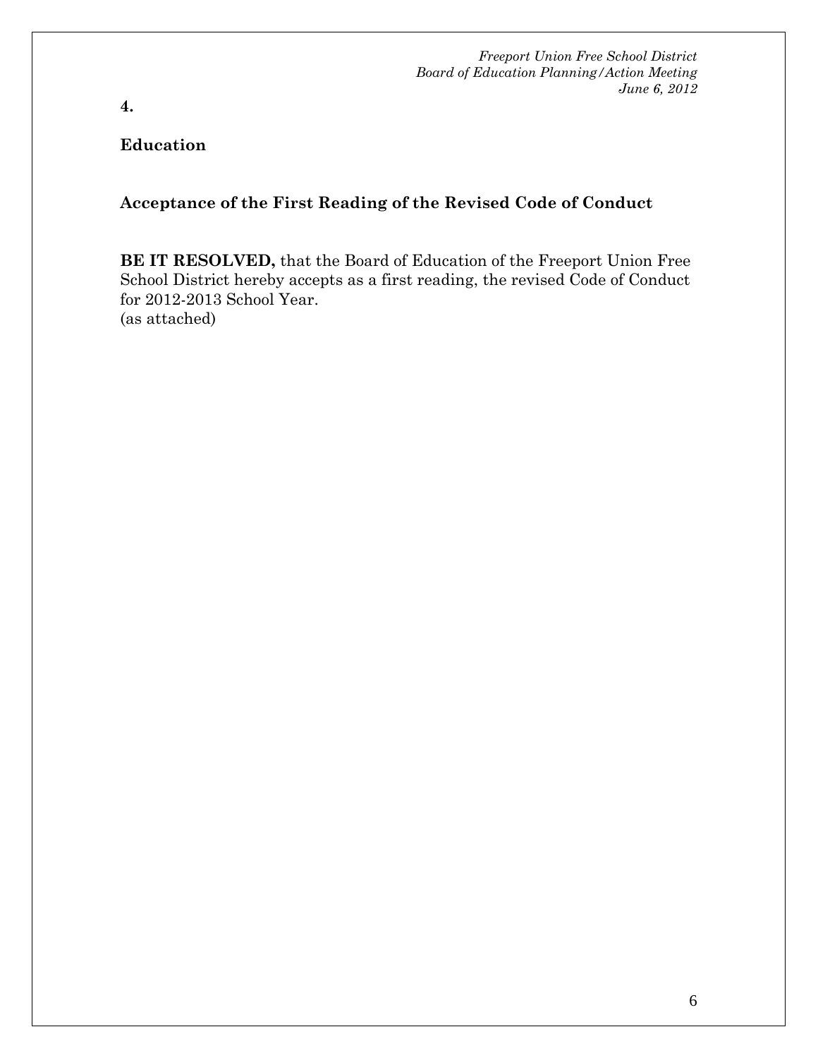**4.**

**Education**

**Acceptance of the First Reading of the Revised Code of Conduct**

**BE IT RESOLVED,** that the Board of Education of the Freeport Union Free School District hereby accepts as a first reading, the revised Code of Conduct for 2012-2013 School Year.
(as attached)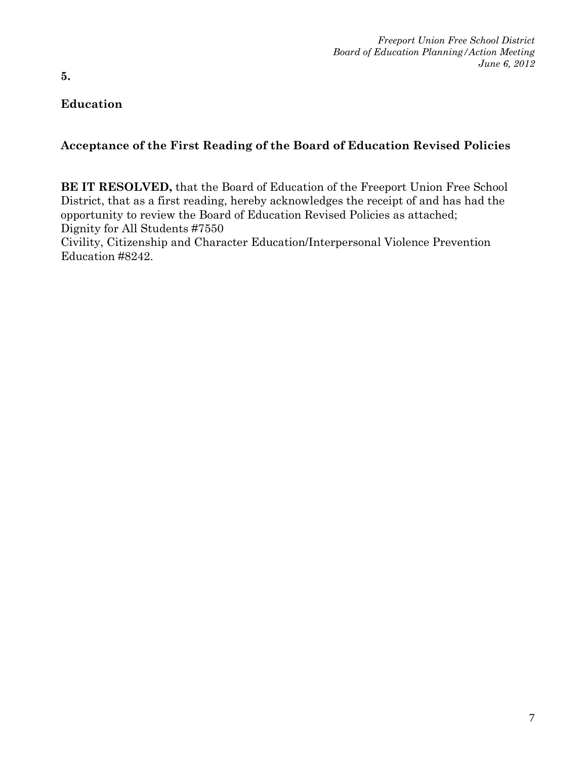**5.**

**Education**

### Acceptance of the First Reading of the Board of Education Revised Policies

**BE IT RESOLVED,** that the Board of Education of the Freeport Union Free School District, that as a first reading, hereby acknowledges the receipt of and has had the opportunity to review the Board of Education Revised Policies as attached;
Dignity for All Students #7550
Civility, Citizenship and Character Education/Interpersonal Violence Prevention Education #8242.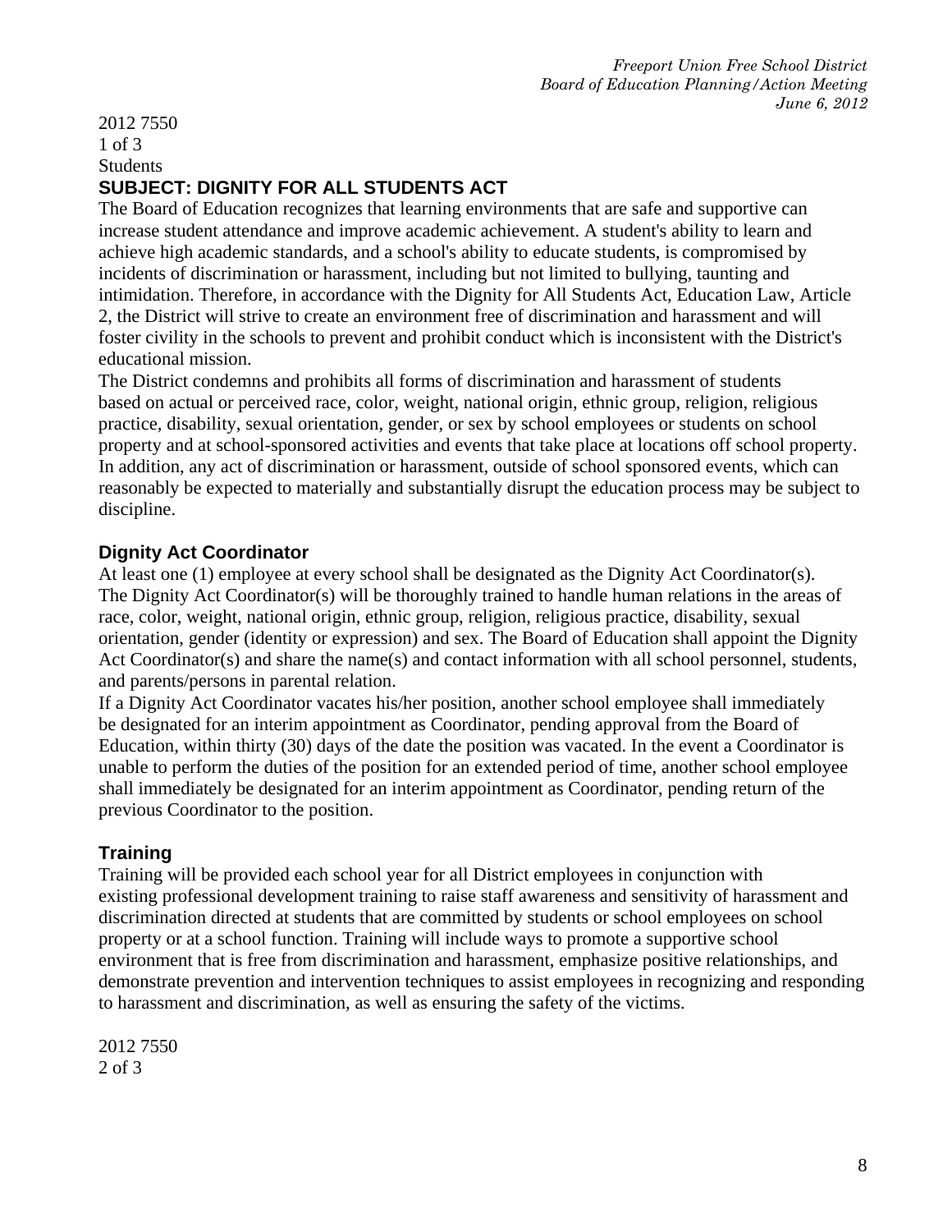2012 7550

Students

## SUBJECT: DIGNITY FOR ALL STUDENTS ACT

The Board of Education recognizes that learning environments that are safe and supportive can increase student attendance and improve academic achievement. A student's ability to learn and achieve high academic standards, and a school's ability to educate students, is compromised by incidents of discrimination or harassment, including but not limited to bullying, taunting and intimidation. Therefore, in accordance with the Dignity for All Students Act, Education Law, Article 2, the District will strive to create an environment free of discrimination and harassment and will foster civility in the schools to prevent and prohibit conduct which is inconsistent with the District's educational mission.

The District condemns and prohibits all forms of discrimination and harassment of students based on actual or perceived race, color, weight, national origin, ethnic group, religion, religious practice, disability, sexual orientation, gender, or sex by school employees or students on school property and at school-sponsored activities and events that take place at locations off school property. In addition, any act of discrimination or harassment, outside of school sponsored events, which can reasonably be expected to materially and substantially disrupt the education process may be subject to discipline.

### Dignity Act Coordinator

At least one (1) employee at every school shall be designated as the Dignity Act Coordinator(s). The Dignity Act Coordinator(s) will be thoroughly trained to handle human relations in the areas of race, color, weight, national origin, ethnic group, religion, religious practice, disability, sexual orientation, gender (identity or expression) and sex. The Board of Education shall appoint the Dignity Act Coordinator(s) and share the name(s) and contact information with all school personnel, students, and parents/persons in parental relation.

If a Dignity Act Coordinator vacates his/her position, another school employee shall immediately be designated for an interim appointment as Coordinator, pending approval from the Board of Education, within thirty (30) days of the date the position was vacated. In the event a Coordinator is unable to perform the duties of the position for an extended period of time, another school employee shall immediately be designated for an interim appointment as Coordinator, pending return of the previous Coordinator to the position.

### Training

Training will be provided each school year for all District employees in conjunction with existing professional development training to raise staff awareness and sensitivity of harassment and discrimination directed at students that are committed by students or school employees on school property or at a school function. Training will include ways to promote a supportive school environment that is free from discrimination and harassment, emphasize positive relationships, and demonstrate prevention and intervention techniques to assist employees in recognizing and responding to harassment and discrimination, as well as ensuring the safety of the victims.

2012 7550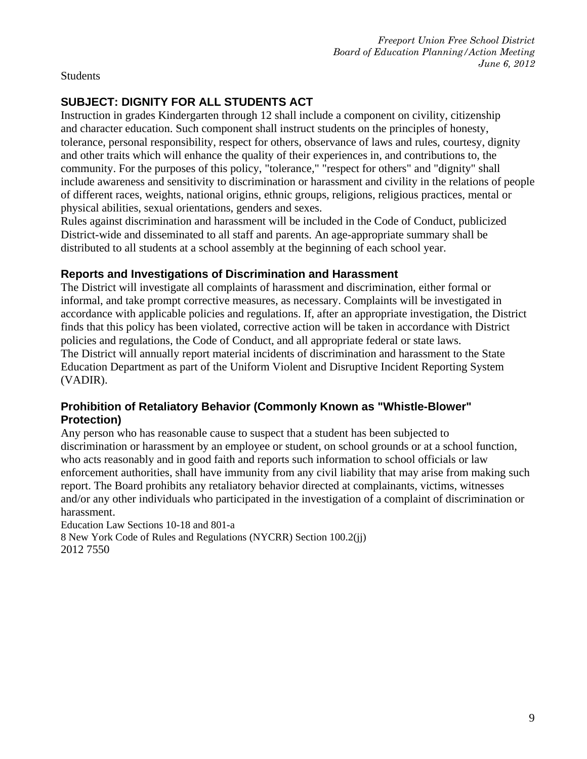Students

## SUBJECT: DIGNITY FOR ALL STUDENTS ACT

Instruction in grades Kindergarten through 12 shall include a component on civility, citizenship and character education. Such component shall instruct students on the principles of honesty, tolerance, personal responsibility, respect for others, observance of laws and rules, courtesy, dignity and other traits which will enhance the quality of their experiences in, and contributions to, the community. For the purposes of this policy, "tolerance," "respect for others" and "dignity" shall include awareness and sensitivity to discrimination or harassment and civility in the relations of people of different races, weights, national origins, ethnic groups, religions, religious practices, mental or physical abilities, sexual orientations, genders and sexes.

Rules against discrimination and harassment will be included in the Code of Conduct, publicized District-wide and disseminated to all staff and parents. An age-appropriate summary shall be distributed to all students at a school assembly at the beginning of each school year.

### Reports and Investigations of Discrimination and Harassment

The District will investigate all complaints of harassment and discrimination, either formal or informal, and take prompt corrective measures, as necessary. Complaints will be investigated in accordance with applicable policies and regulations. If, after an appropriate investigation, the District finds that this policy has been violated, corrective action will be taken in accordance with District policies and regulations, the Code of Conduct, and all appropriate federal or state laws.

The District will annually report material incidents of discrimination and harassment to the State Education Department as part of the Uniform Violent and Disruptive Incident Reporting System (VADIR).

### Prohibition of Retaliatory Behavior (Commonly Known as "Whistle-Blower" Protection)

Any person who has reasonable cause to suspect that a student has been subjected to discrimination or harassment by an employee or student, on school grounds or at a school function, who acts reasonably and in good faith and reports such information to school officials or law enforcement authorities, shall have immunity from any civil liability that may arise from making such report. The Board prohibits any retaliatory behavior directed at complainants, victims, witnesses and/or any other individuals who participated in the investigation of a complaint of discrimination or harassment.

Education Law Sections 10-18 and 801-a
8 New York Code of Rules and Regulations (NYCRR) Section 100.2(jj)
2012 7550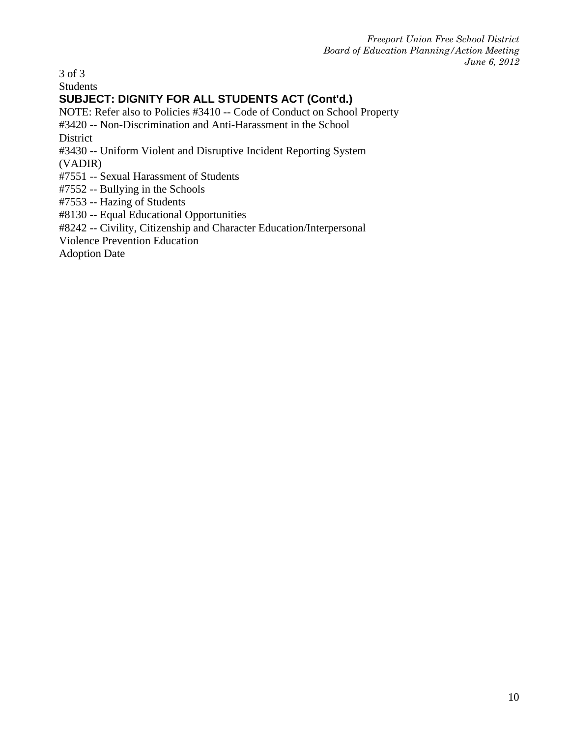Students

## SUBJECT: DIGNITY FOR ALL STUDENTS ACT (Cont'd.)

NOTE: Refer also to Policies #3410 -- Code of Conduct on School Property
#3420 -- Non-Discrimination and Anti-Harassment in the School District
#3430 -- Uniform Violent and Disruptive Incident Reporting System (VADIR)
#7551 -- Sexual Harassment of Students
#7552 -- Bullying in the Schools
#7553 -- Hazing of Students
#8130 -- Equal Educational Opportunities
#8242 -- Civility, Citizenship and Character Education/Interpersonal Violence Prevention Education

Adoption Date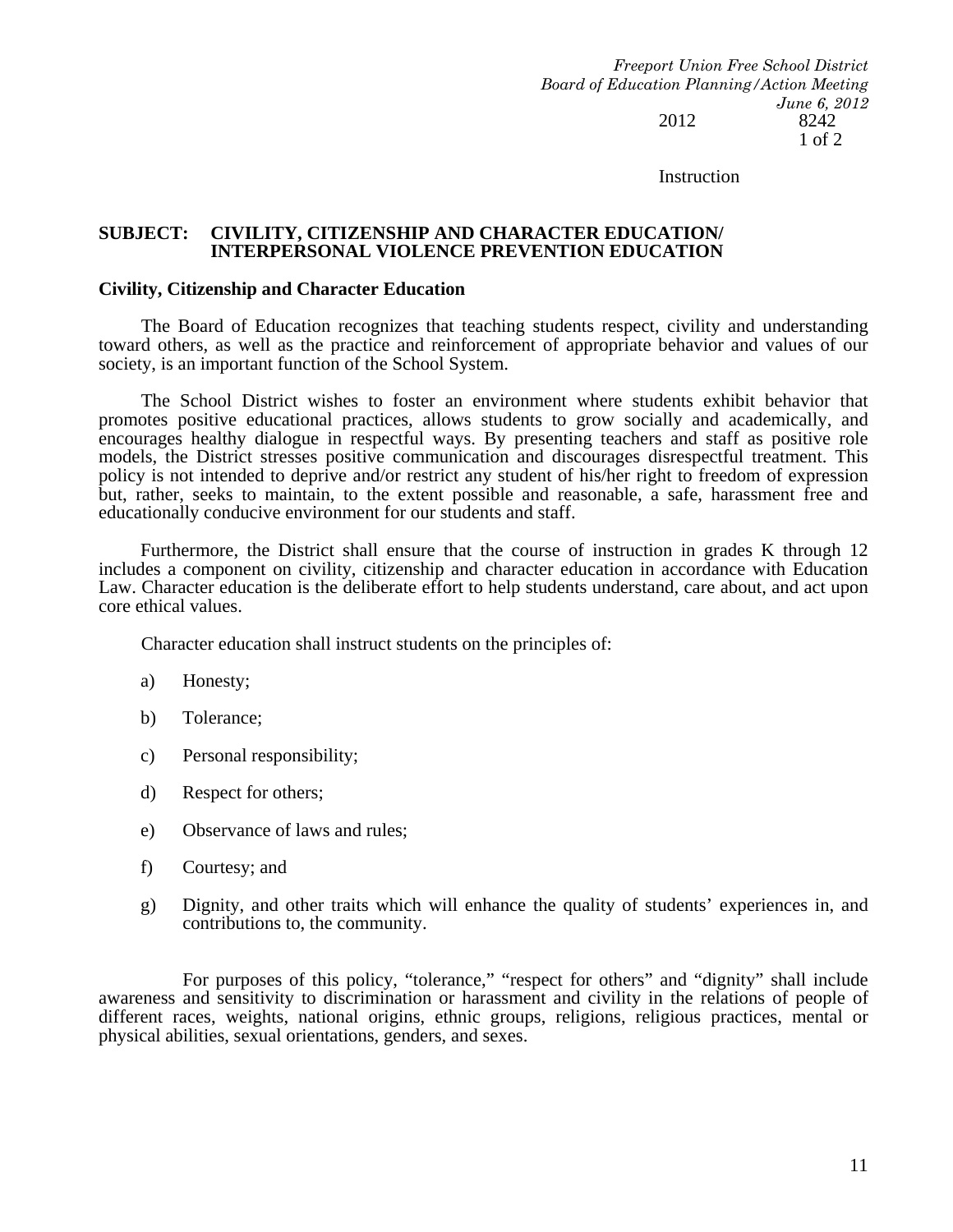Instruction

**SUBJECT: CIVILITY, CITIZENSHIP AND CHARACTER EDUCATION/ INTERPERSONAL VIOLENCE PREVENTION EDUCATION**

**Civility, Citizenship and Character Education**

The Board of Education recognizes that teaching students respect, civility and understanding toward others, as well as the practice and reinforcement of appropriate behavior and values of our society, is an important function of the School System.

The School District wishes to foster an environment where students exhibit behavior that promotes positive educational practices, allows students to grow socially and academically, and encourages healthy dialogue in respectful ways. By presenting teachers and staff as positive role models, the District stresses positive communication and discourages disrespectful treatment. This policy is not intended to deprive and/or restrict any student of his/her right to freedom of expression but, rather, seeks to maintain, to the extent possible and reasonable, a safe, harassment free and educationally conducive environment for our students and staff.

Furthermore, the District shall ensure that the course of instruction in grades K through 12 includes a component on civility, citizenship and character education in accordance with Education Law. Character education is the deliberate effort to help students understand, care about, and act upon core ethical values.

Character education shall instruct students on the principles of:

a) Honesty;

b) Tolerance;

c) Personal responsibility;

d) Respect for others;

e) Observance of laws and rules;

f) Courtesy; and

g) Dignity, and other traits which will enhance the quality of students' experiences in, and contributions to, the community.

For purposes of this policy, "tolerance," "respect for others" and "dignity" shall include awareness and sensitivity to discrimination or harassment and civility in the relations of people of different races, weights, national origins, ethnic groups, religions, religious practices, mental or physical abilities, sexual orientations, genders, and sexes.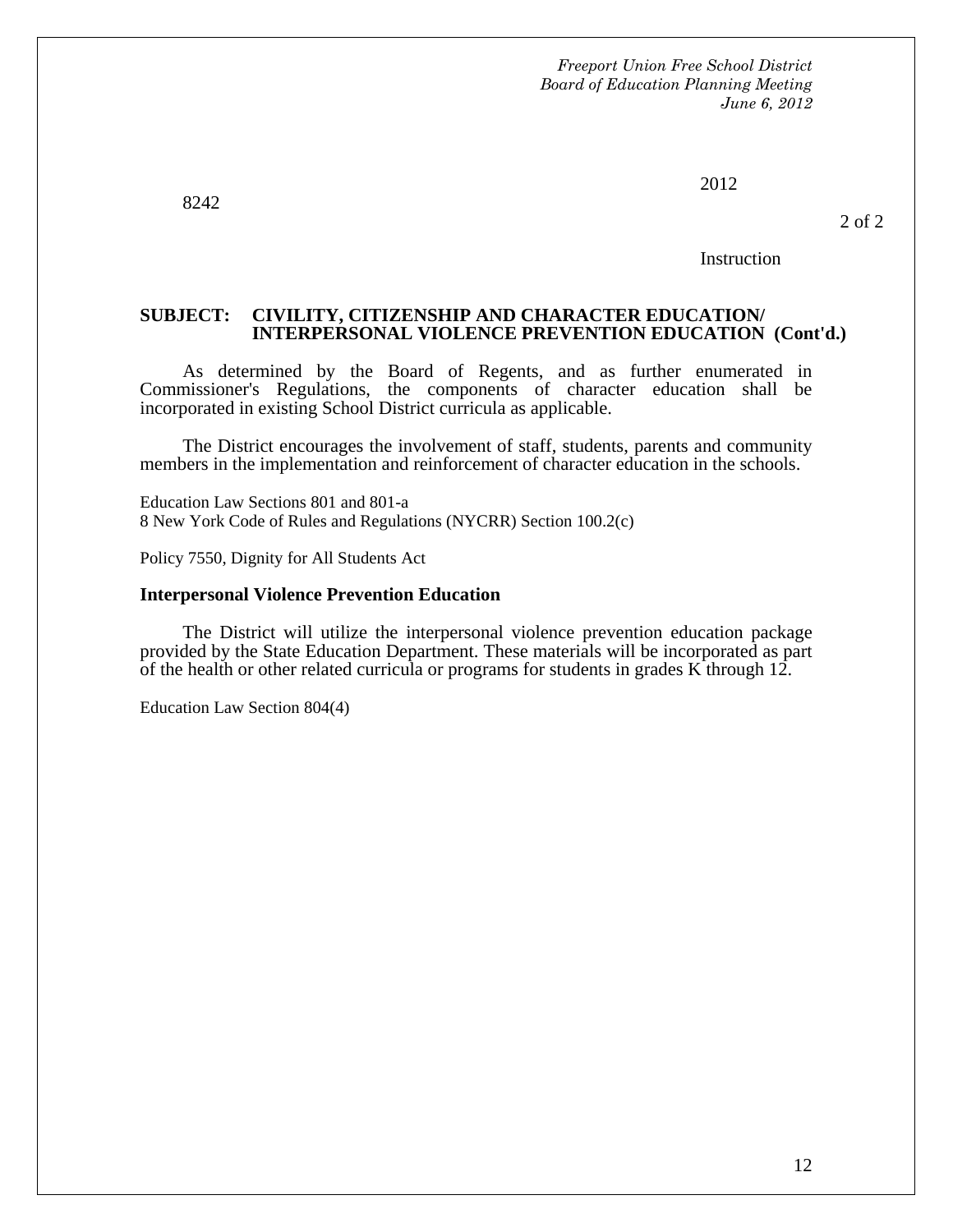**SUBJECT: CIVILITY, CITIZENSHIP AND CHARACTER EDUCATION/ INTERPERSONAL VIOLENCE PREVENTION EDUCATION (Cont'd.)**

As determined by the Board of Regents, and as further enumerated in Commissioner's Regulations, the components of character education shall be incorporated in existing School District curricula as applicable.

The District encourages the involvement of staff, students, parents and community members in the implementation and reinforcement of character education in the schools.

Education Law Sections 801 and 801-a
8 New York Code of Rules and Regulations (NYCRR) Section 100.2(c)

Policy 7550, Dignity for All Students Act

**Interpersonal Violence Prevention Education**

The District will utilize the interpersonal violence prevention education package provided by the State Education Department. These materials will be incorporated as part of the health or other related curricula or programs for students in grades K through 12.

Education Law Section 804(4)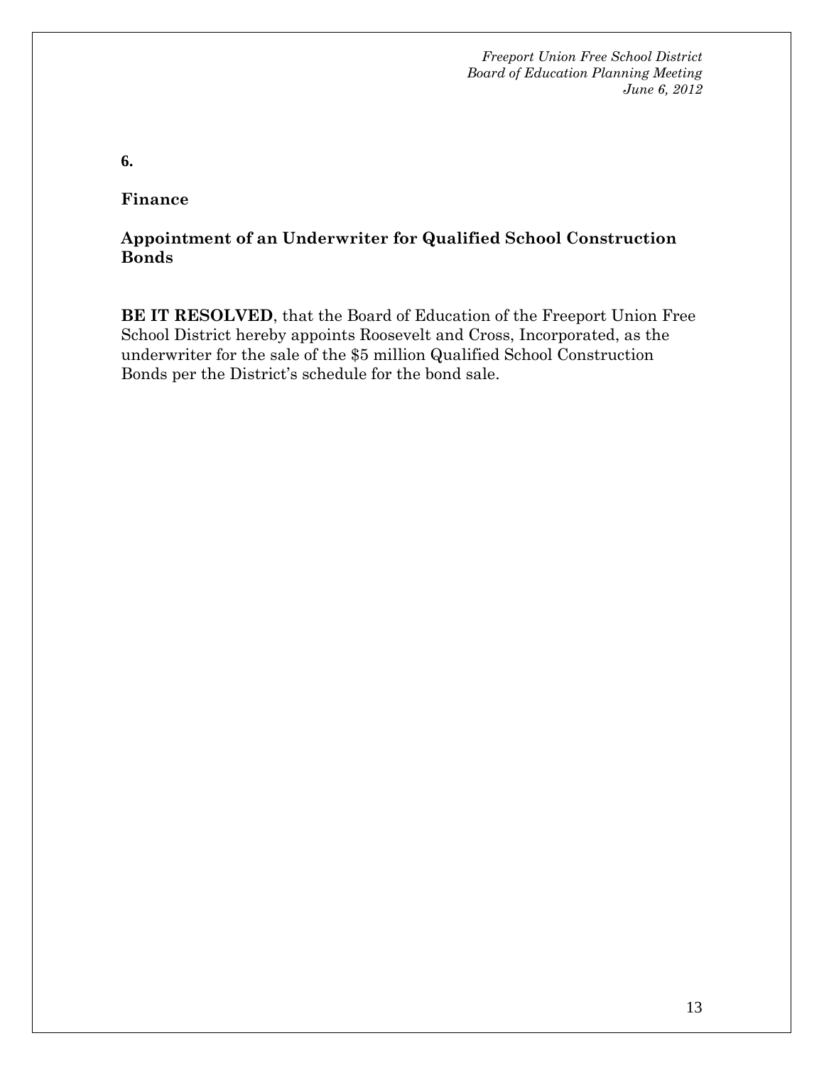**6.**

**Finance**

**Appointment of an Underwriter for Qualified School Construction Bonds**

**BE IT RESOLVED**, that the Board of Education of the Freeport Union Free School District hereby appoints Roosevelt and Cross, Incorporated, as the underwriter for the sale of the $5 million Qualified School Construction Bonds per the District's schedule for the bond sale.